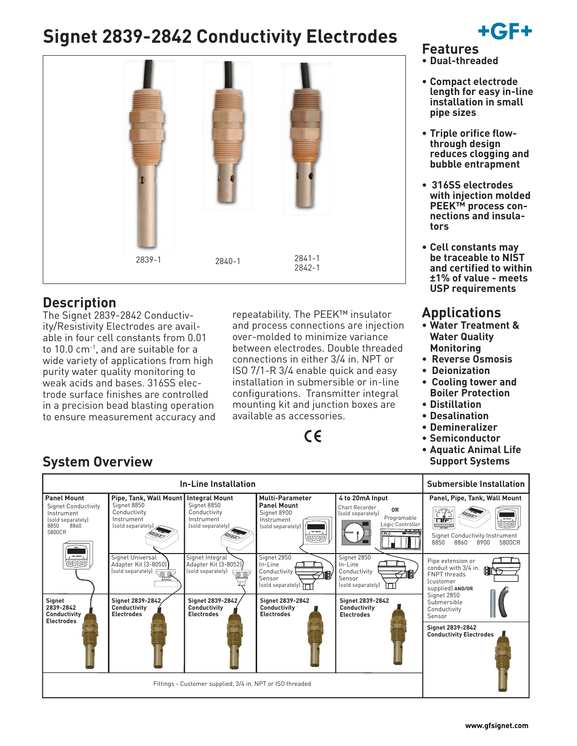# Signet 2839-2842 Conductivity Electrodes

2839-1 2840-1 2841-1 2842-1

## Features

- **Dual-threaded**
- **Compact electrode length for easy in-line installation in small pipe sizes**
- **Triple orifice flow-through design reduces clogging and bubble entrapment**
- **316SS electrodes with injection molded PEEK™ process connections and insulators**
- **Cell constants may be traceable to NIST and certified to within ±1% of value - meets USP requirements**

## Description

The Signet 2839-2842 Conductivity/Resistivity Electrodes are available in four cell constants from 0.01 to 10.0 cm$^{-1}$, and are suitable for a wide variety of applications from high purity water quality monitoring to weak acids and bases. 316SS electrode surface finishes are controlled in a precision bead blasting operation to ensure measurement accuracy and repeatability. The PEEK™ insulator and process connections are injection over-molded to minimize variance between electrodes. Double threaded connections in either 3/4 in. NPT or ISO 7/1-R 3/4 enable quick and easy installation in submersible or in-line configurations. Transmitter integral mounting kit and junction boxes are available as accessories.

CE

## Applications

- **Water Treatment & Water Quality Monitoring**
- **Reverse Osmosis**
- **Deionization**
- **Cooling tower and Boiler Protection**
- **Distillation**
- **Desalination**
- **Demineralizer**
- **Semiconductor**
- **Aquatic Animal Life Support Systems**

## System Overview

| In-Line Installation | | | | | Submersible Installation |
|---|---|---|---|---|---|
| **Panel Mount** Signet Conductivity Instrument (sold separately) 8850 8860 5800CR | **Pipe, Tank, Wall Mount** Signet 8850 Conductivity Instrument (sold separately) | **Integral Mount** Signet 8850 Conductivity Instrument (sold separately) | **Multi-Parameter Panel Mount** Signet 8900 Instrument (sold separately) | **4 to 20mA Input** Chart Recorder (sold separately) OR Programable Logic Controller | **Panel, Pipe, Tank, Wall Mount** Signet Conductivity Instrument 8850 8860 8900 5800CR |
| | Signet Universal Adapter Kit (3-8050) (sold separately) | Signet Integral Adapter Kit (3-8052) (sold separately) | Signet 2850 In-Line Conductivity Sensor (sold separately) | Signet 2850 In-Line Conductivity Sensor (sold separately) | Pipe extension or conduit with 3/4 in. FNPT threads (customer supplied) **AND/OR** Signet 2850 Submersible Conductivity Sensor |
| **Signet 2839-2842 Conductivity Electrodes** | **Signet 2839-2842 Conductivity Electrodes** | **Signet 2839-2842 Conductivity Electrodes** | **Signet 2839-2842 Conductivity Electrodes** | **Signet 2839-2842 Conductivity Electrodes** | **Signet 2839-2842 Conductivity Electrodes** |
| Fittings - Customer supplied, 3/4 in. NPT or ISO threaded | | | | | |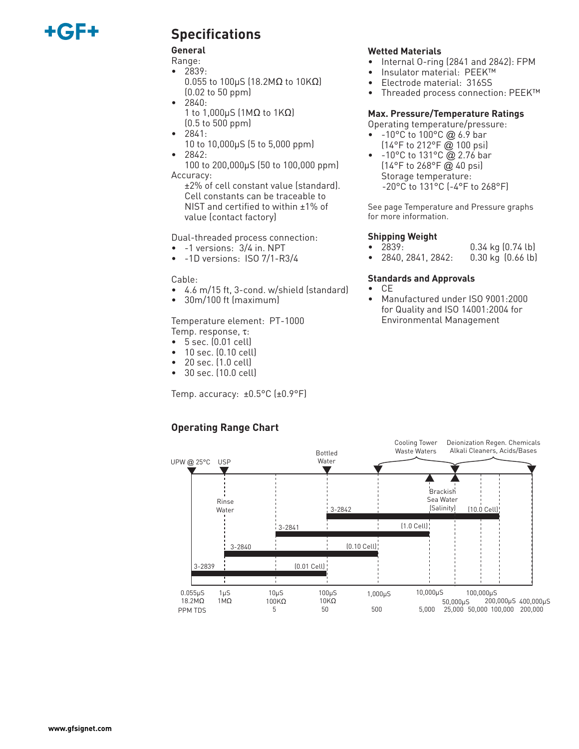## Specifications

### General

Range:
- 2839:
  0.055 to 100µS (18.2MΩ to 10KΩ)
  (0.02 to 50 ppm)
- 2840:
  1 to 1,000µS (1MΩ to 1KΩ)
  (0.5 to 500 ppm)
- 2841:
  10 to 10,000µS (5 to 5,000 ppm)
- 2842:
  100 to 200,000µS (50 to 100,000 ppm)

Accuracy:
±2% of cell constant value (standard). Cell constants can be traceable to NIST and certified to within ±1% of value (contact factory)

Dual-threaded process connection:
- -1 versions: 3/4 in. NPT
- -1D versions: ISO 7/1-R3/4

Cable:
- 4.6 m/15 ft, 3-cond. w/shield (standard)
- 30m/100 ft (maximum)

Temperature element: PT-1000

Temp. response, τ:
- 5 sec. (0.01 cell)
- 10 sec. (0.10 cell)
- 20 sec. (1.0 cell)
- 30 sec. (10.0 cell)

Temp. accuracy: ±0.5°C (±0.9°F)

### Wetted Materials
- Internal O-ring (2841 and 2842): FPM
- Insulator material: PEEK™
- Electrode material: 316SS
- Threaded process connection: PEEK™

### Max. Pressure/Temperature Ratings

Operating temperature/pressure:
- -10°C to 100°C @ 6.9 bar
  (14°F to 212°F @ 100 psi)
- -10°C to 131°C @ 2.76 bar
  (14°F to 268°F @ 40 psi)
  Storage temperature:
  -20°C to 131°C (-4°F to 268°F)

See page Temperature and Pressure graphs for more information.

### Shipping Weight

| | |
|---|---|
| • 2839: | 0.34 kg (0.74 lb) |
| • 2840, 2841, 2842: | 0.30 kg (0.66 lb) |

### Standards and Approvals
- CE
- Manufactured under ISO 9001:2000 for Quality and ISO 14001:2004 for Environmental Management

### Operating Range Chart

| Sensor | Cell | Range |
|---|---|---|
| 3-2839 | 0.01 Cell | 0.055µS (18.2MΩ) to 100µS (10KΩ) |
| 3-2840 | 0.10 Cell | 1µS (1MΩ) to 1,000µS |
| 3-2841 | 1.0 Cell | 10µS (100KΩ) to 10,000µS |
| 3-2842 | 10.0 Cell | 100µS (10KΩ) to 200,000µS |

Applications marked on chart: UPW @ 25°C, USP, Rinse Water, Bottled Water, Cooling Tower Waste Waters, Brackish Sea Water (Salinity), Deionization Regen. Chemicals Alkali Cleaners, Acids/Bases

Scale: 0.055µS / 18.2MΩ; 1µS / 1MΩ; 10µS / 100KΩ / 5 PPM TDS; 100µS / 10KΩ / 50; 1,000µS / 500; 10,000µS / 5,000; 50,000µS / 25,000; 100,000µS / 50,000; 200,000µS / 100,000; 400,000µS / 200,000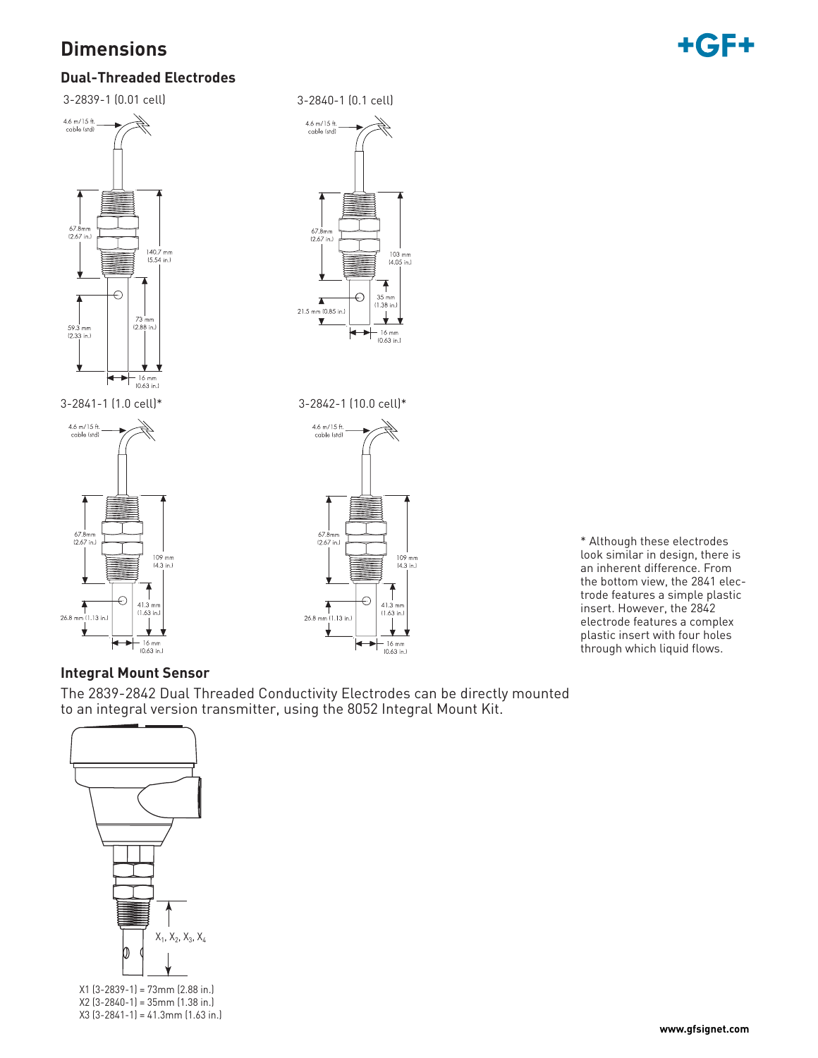# Dimensions

## Dual-Threaded Electrodes

3-2839-1 (0.01 cell)

4.6 m/15 ft. cable (std)

67.8mm (2.67 in.)

140.7 mm (5.54 in.)

73 mm (2.88 in.)

59.3 mm (2.33 in.)

16 mm (0.63 in.)

3-2840-1 (0.1 cell)

4.6 m/15 ft. cable (std)

67.8mm (2.67 in.)

103 mm (4.05 in.)

35 mm (1.38 in.)

21.5 mm (0.85 in.)

16 mm (0.63 in.)

3-2841-1 (1.0 cell)*

4.6 m/15 ft. cable (std)

67.8mm (2.67 in.)

109 mm (4.3 in.)

41.3 mm (1.63 in.)

26.8 mm (1.13 in.)

16 mm (0.63 in.)

3-2842-1 (10.0 cell)*

4.6 m/15 ft. cable (std)

67.8mm (2.67 in.)

109 mm (4.3 in.)

41.3 mm (1.63 in.)

26.8 mm (1.13 in.)

16 mm (0.63 in.)

* Although these electrodes look similar in design, there is an inherent difference. From the bottom view, the 2841 electrode features a simple plastic insert. However, the 2842 electrode features a complex plastic insert with four holes through which liquid flows.

## Integral Mount Sensor

The 2839-2842 Dual Threaded Conductivity Electrodes can be directly mounted to an integral version transmitter, using the 8052 Integral Mount Kit.

$X_1$, $X_2$, $X_3$, $X_4$

X1 (3-2839-1) = 73mm (2.88 in.)
X2 (3-2840-1) = 35mm (1.38 in.)
X3 (3-2841-1) = 41.3mm (1.63 in.)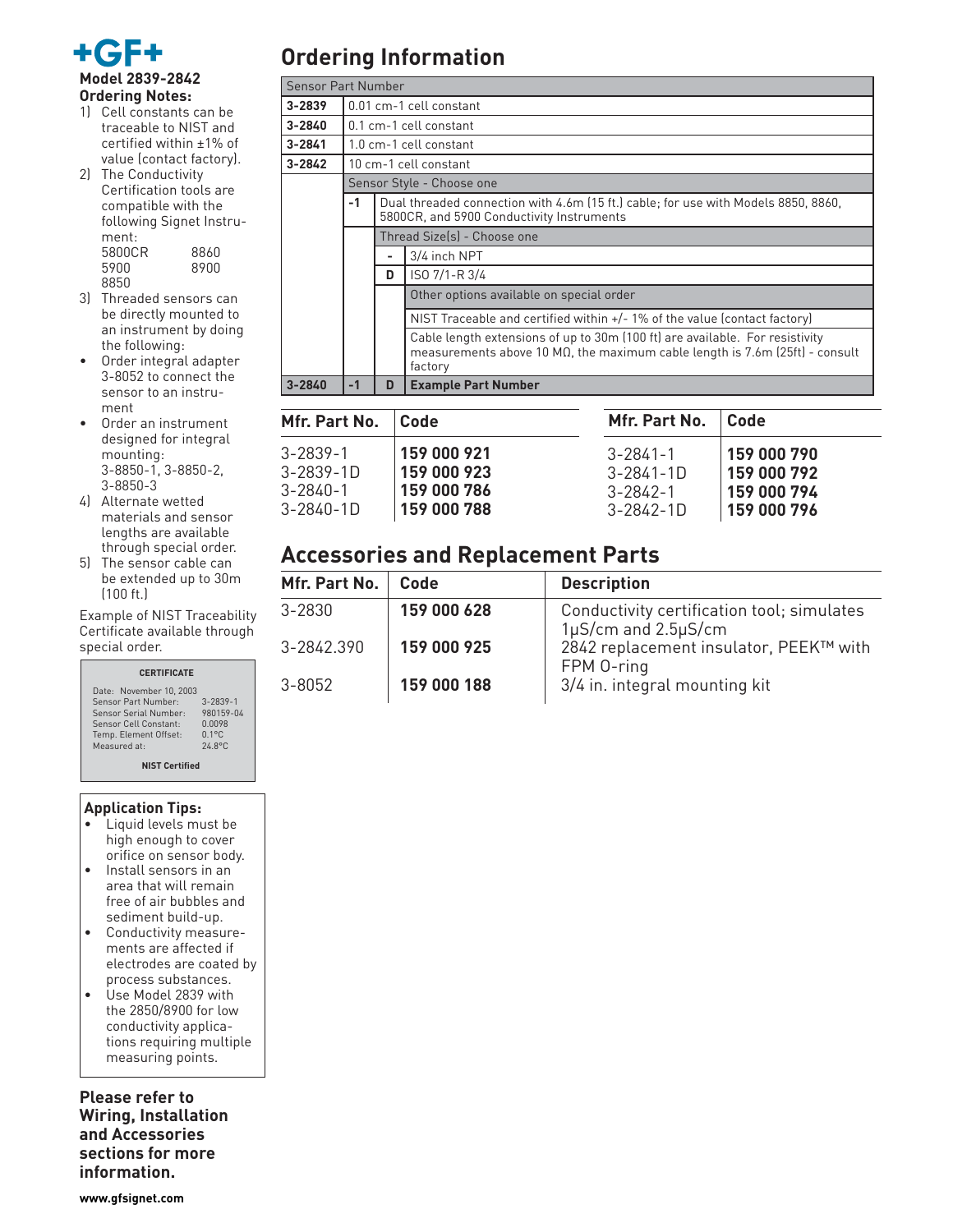**+GF+**

**Model 2839-2842**

**Ordering Notes:**

1) Cell constants can be traceable to NIST and certified within ±1% of value (contact factory).
2) The Conductivity Certification tools are compatible with the following Signet Instrument:
   5800CR 8860
   5900 8900
   8850
3) Threaded sensors can be directly mounted to an instrument by doing the following:
   - Order integral adapter 3-8052 to connect the sensor to an instrument
   - Order an instrument designed for integral mounting: 3-8850-1, 3-8850-2, 3-8850-3
4) Alternate wetted materials and sensor lengths are available through special order.
5) The sensor cable can be extended up to 30m (100 ft.)

Example of NIST Traceability Certificate available through special order.

**CERTIFICATE**

Date: November 10, 2003

| | |
|---|---|
| Sensor Part Number: | 3-2839-1 |
| Sensor Serial Number: | 980159-04 |
| Sensor Cell Constant: | 0.0098 |
| Temp. Element Offset: | 0.1°C |
| Measured at: | 24.8°C |

**NIST Certified**

**Application Tips:**

- Liquid levels must be high enough to cover orifice on sensor body.
- Install sensors in an area that will remain free of air bubbles and sediment build-up.
- Conductivity measurements are affected if electrodes are coated by process substances.
- Use Model 2839 with the 2850/8900 for low conductivity applications requiring multiple measuring points.

**Please refer to Wiring, Installation and Accessories sections for more information.**

# Ordering Information

| Sensor Part Number | | | |
|---|---|---|---|
| **3-2839** | 0.01 cm-1 cell constant | | |
| **3-2840** | 0.1 cm-1 cell constant | | |
| **3-2841** | 1.0 cm-1 cell constant | | |
| **3-2842** | 10 cm-1 cell constant | | |
| | Sensor Style - Choose one | | |
| | **-1** | Dual threaded connection with 4.6m (15 ft.) cable; for use with Models 8850, 8860, 5800CR, and 5900 Conductivity Instruments | |
| | | Thread Size(s) - Choose one | |
| | | **-** | 3/4 inch NPT |
| | | **D** | ISO 7/1-R 3/4 |
| | | | Other options available on special order |
| | | | NIST Traceable and certified within +/- 1% of the value (contact factory) |
| | | | Cable length extensions of up to 30m (100 ft) are available. For resistivity measurements above 10 MΩ, the maximum cable length is 7.6m (25ft) - consult factory |
| **3-2840** | **-1** | **D** | **Example Part Number** |

| Mfr. Part No. | Code |
|---|---|
| 3-2839-1 | **159 000 921** |
| 3-2839-1D | **159 000 923** |
| 3-2840-1 | **159 000 786** |
| 3-2840-1D | **159 000 788** |
| 3-2841-1 | **159 000 790** |
| 3-2841-1D | **159 000 792** |
| 3-2842-1 | **159 000 794** |
| 3-2842-1D | **159 000 796** |

## Accessories and Replacement Parts

| Mfr. Part No. | Code | Description |
|---|---|---|
| 3-2830 | **159 000 628** | Conductivity certification tool; simulates 1µS/cm and 2.5µS/cm |
| 3-2842.390 | **159 000 925** | 2842 replacement insulator, PEEK™ with FPM O-ring |
| 3-8052 | **159 000 188** | 3/4 in. integral mounting kit |

www.gfsignet.com